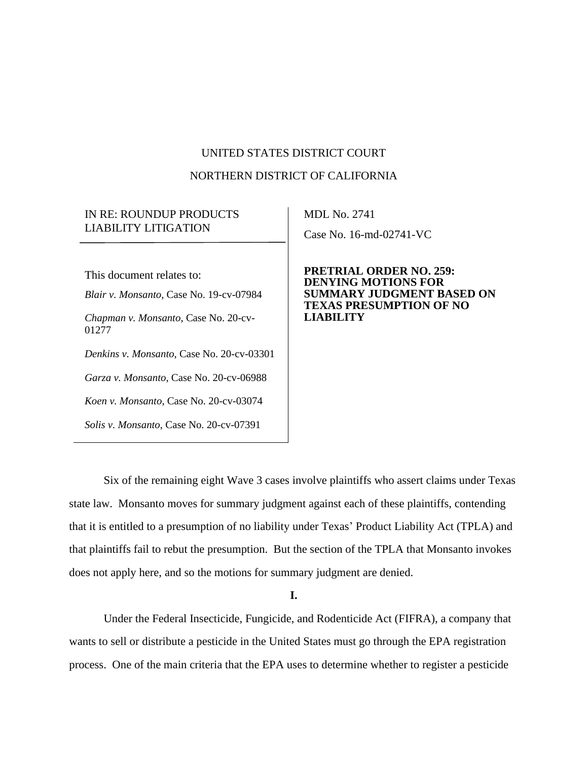UNITED STATES DISTRICT COURT

NORTHERN DISTRICT OF CALIFORNIA

IN RE: ROUNDUP PRODUCTS LIABILITY LITIGATION

MDL No. 2741

Case No. 16-md-02741-VC

This document relates to:

*Blair v. Monsanto*, Case No. 19-cv-07984

*Chapman v. Monsanto*, Case No. 20-cv-01277

*Denkins v. Monsanto*, Case No. 20-cv-03301

*Garza v. Monsanto*, Case No. 20-cv-06988

*Koen v. Monsanto*, Case No. 20-cv-03074

*Solis v. Monsanto*, Case No. 20-cv-07391

**PRETRIAL ORDER NO. 259: DENYING MOTIONS FOR SUMMARY JUDGMENT BASED ON TEXAS PRESUMPTION OF NO LIABILITY**

Six of the remaining eight Wave 3 cases involve plaintiffs who assert claims under Texas state law. Monsanto moves for summary judgment against each of these plaintiffs, contending that it is entitled to a presumption of no liability under Texas' Product Liability Act (TPLA) and that plaintiffs fail to rebut the presumption. But the section of the TPLA that Monsanto invokes does not apply here, and so the motions for summary judgment are denied.

**I.**

Under the Federal Insecticide, Fungicide, and Rodenticide Act (FIFRA), a company that wants to sell or distribute a pesticide in the United States must go through the EPA registration process. One of the main criteria that the EPA uses to determine whether to register a pesticide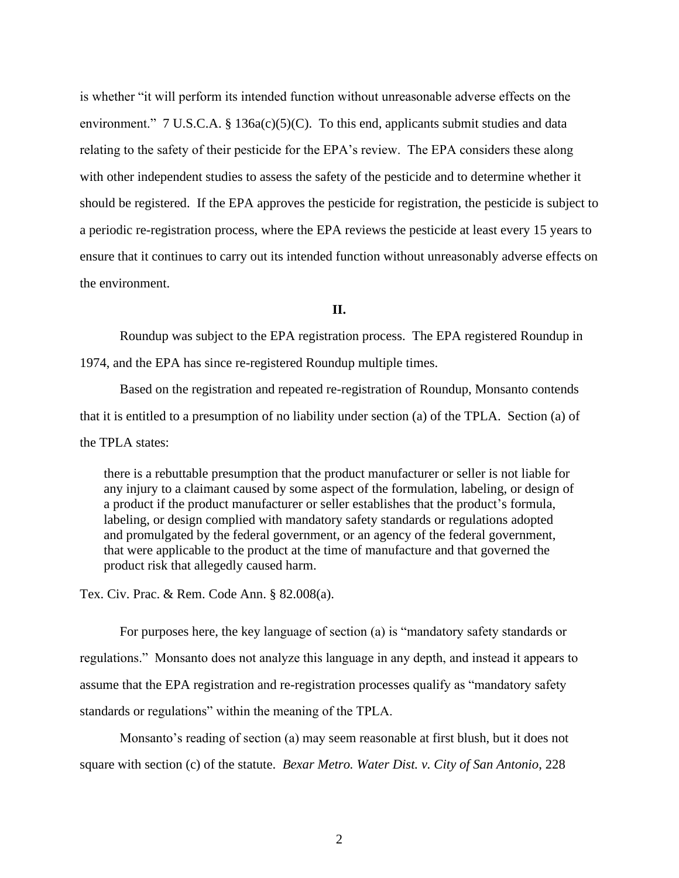is whether "it will perform its intended function without unreasonable adverse effects on the environment." 7 U.S.C.A. § 136a(c)(5)(C). To this end, applicants submit studies and data relating to the safety of their pesticide for the EPA's review. The EPA considers these along with other independent studies to assess the safety of the pesticide and to determine whether it should be registered. If the EPA approves the pesticide for registration, the pesticide is subject to a periodic re-registration process, where the EPA reviews the pesticide at least every 15 years to ensure that it continues to carry out its intended function without unreasonably adverse effects on the environment.

**II.**

Roundup was subject to the EPA registration process. The EPA registered Roundup in 1974, and the EPA has since re-registered Roundup multiple times.

Based on the registration and repeated re-registration of Roundup, Monsanto contends that it is entitled to a presumption of no liability under section (a) of the TPLA. Section (a) of the TPLA states:

> there is a rebuttable presumption that the product manufacturer or seller is not liable for any injury to a claimant caused by some aspect of the formulation, labeling, or design of a product if the product manufacturer or seller establishes that the product's formula, labeling, or design complied with mandatory safety standards or regulations adopted and promulgated by the federal government, or an agency of the federal government, that were applicable to the product at the time of manufacture and that governed the product risk that allegedly caused harm.

Tex. Civ. Prac. & Rem. Code Ann. § 82.008(a).

For purposes here, the key language of section (a) is "mandatory safety standards or regulations." Monsanto does not analyze this language in any depth, and instead it appears to assume that the EPA registration and re-registration processes qualify as "mandatory safety standards or regulations" within the meaning of the TPLA.

Monsanto's reading of section (a) may seem reasonable at first blush, but it does not square with section (c) of the statute. *Bexar Metro. Water Dist. v. City of San Antonio*, 228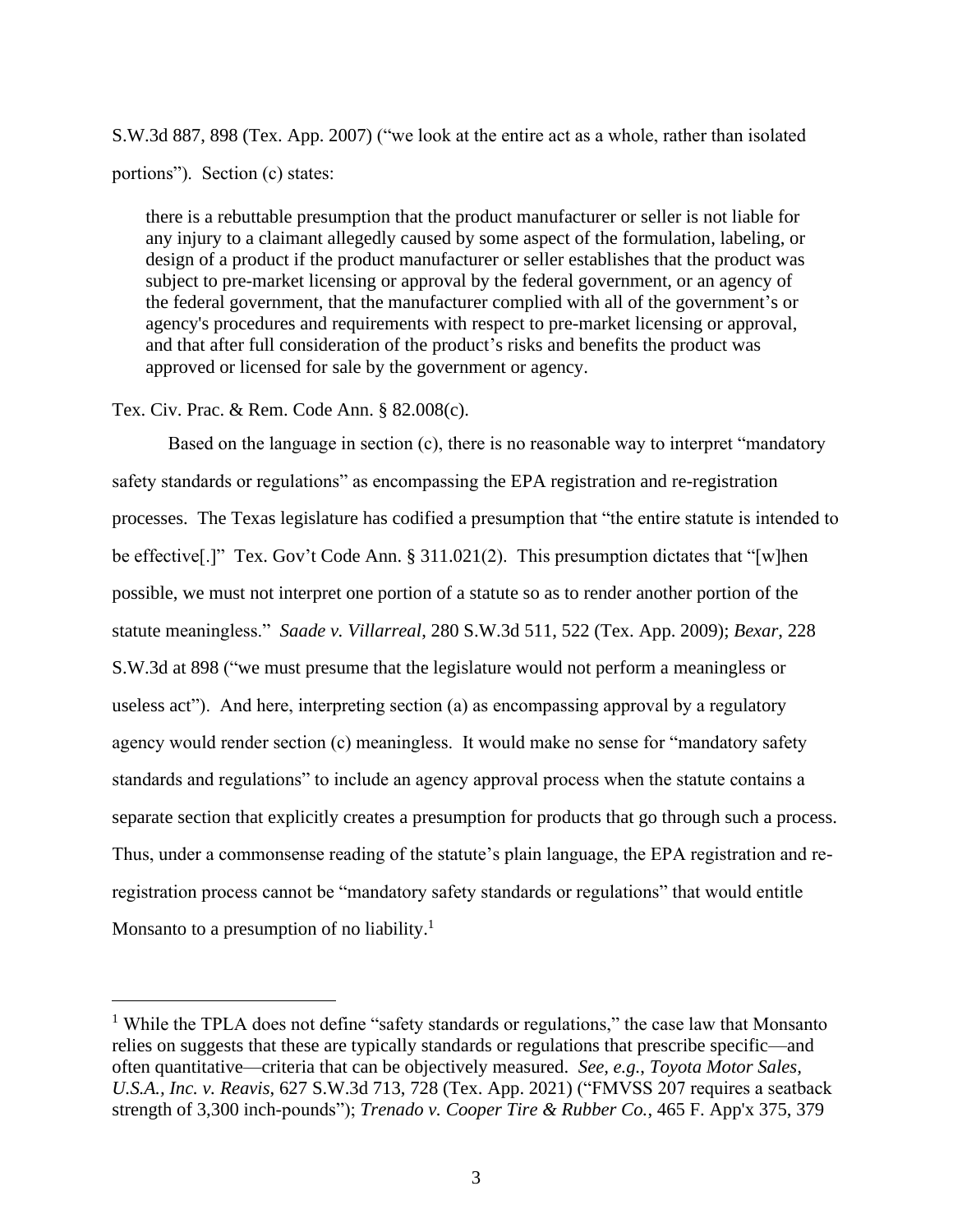S.W.3d 887, 898 (Tex. App. 2007) ("we look at the entire act as a whole, rather than isolated portions"). Section (c) states:

> there is a rebuttable presumption that the product manufacturer or seller is not liable for any injury to a claimant allegedly caused by some aspect of the formulation, labeling, or design of a product if the product manufacturer or seller establishes that the product was subject to pre-market licensing or approval by the federal government, or an agency of the federal government, that the manufacturer complied with all of the government's or agency's procedures and requirements with respect to pre-market licensing or approval, and that after full consideration of the product's risks and benefits the product was approved or licensed for sale by the government or agency.

Tex. Civ. Prac. & Rem. Code Ann. § 82.008(c).

Based on the language in section (c), there is no reasonable way to interpret "mandatory safety standards or regulations" as encompassing the EPA registration and re-registration processes. The Texas legislature has codified a presumption that "the entire statute is intended to be effective[.]" Tex. Gov't Code Ann. § 311.021(2). This presumption dictates that "[w]hen possible, we must not interpret one portion of a statute so as to render another portion of the statute meaningless." *Saade v. Villarreal*, 280 S.W.3d 511, 522 (Tex. App. 2009); *Bexar*, 228 S.W.3d at 898 ("we must presume that the legislature would not perform a meaningless or useless act"). And here, interpreting section (a) as encompassing approval by a regulatory agency would render section (c) meaningless. It would make no sense for "mandatory safety standards and regulations" to include an agency approval process when the statute contains a separate section that explicitly creates a presumption for products that go through such a process. Thus, under a commonsense reading of the statute's plain language, the EPA registration and re-registration process cannot be "mandatory safety standards or regulations" that would entitle Monsanto to a presumption of no liability.[1]

[1] While the TPLA does not define "safety standards or regulations," the case law that Monsanto relies on suggests that these are typically standards or regulations that prescribe specific—and often quantitative—criteria that can be objectively measured. *See, e.g.*, *Toyota Motor Sales, U.S.A., Inc. v. Reavis*, 627 S.W.3d 713, 728 (Tex. App. 2021) ("FMVSS 207 requires a seatback strength of 3,300 inch-pounds"); *Trenado v. Cooper Tire & Rubber Co.*, 465 F. App'x 375, 379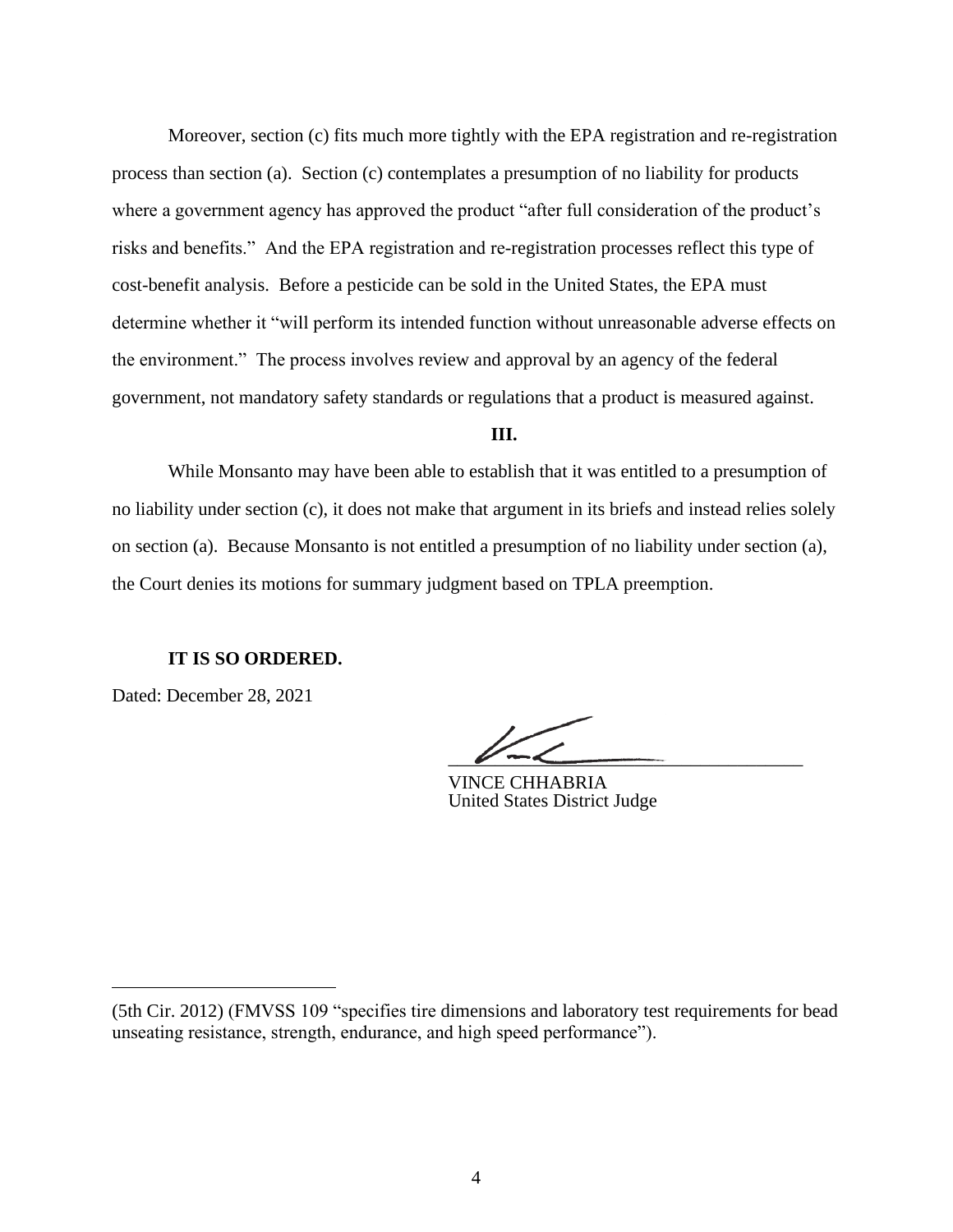Moreover, section (c) fits much more tightly with the EPA registration and re-registration process than section (a). Section (c) contemplates a presumption of no liability for products where a government agency has approved the product "after full consideration of the product's risks and benefits." And the EPA registration and re-registration processes reflect this type of cost-benefit analysis. Before a pesticide can be sold in the United States, the EPA must determine whether it "will perform its intended function without unreasonable adverse effects on the environment." The process involves review and approval by an agency of the federal government, not mandatory safety standards or regulations that a product is measured against.

**III.**

While Monsanto may have been able to establish that it was entitled to a presumption of no liability under section (c), it does not make that argument in its briefs and instead relies solely on section (a). Because Monsanto is not entitled a presumption of no liability under section (a), the Court denies its motions for summary judgment based on TPLA preemption.

**IT IS SO ORDERED.**

Dated: December 28, 2021

VINCE CHHABRIA
United States District Judge

---

(5th Cir. 2012) (FMVSS 109 "specifies tire dimensions and laboratory test requirements for bead unseating resistance, strength, endurance, and high speed performance").